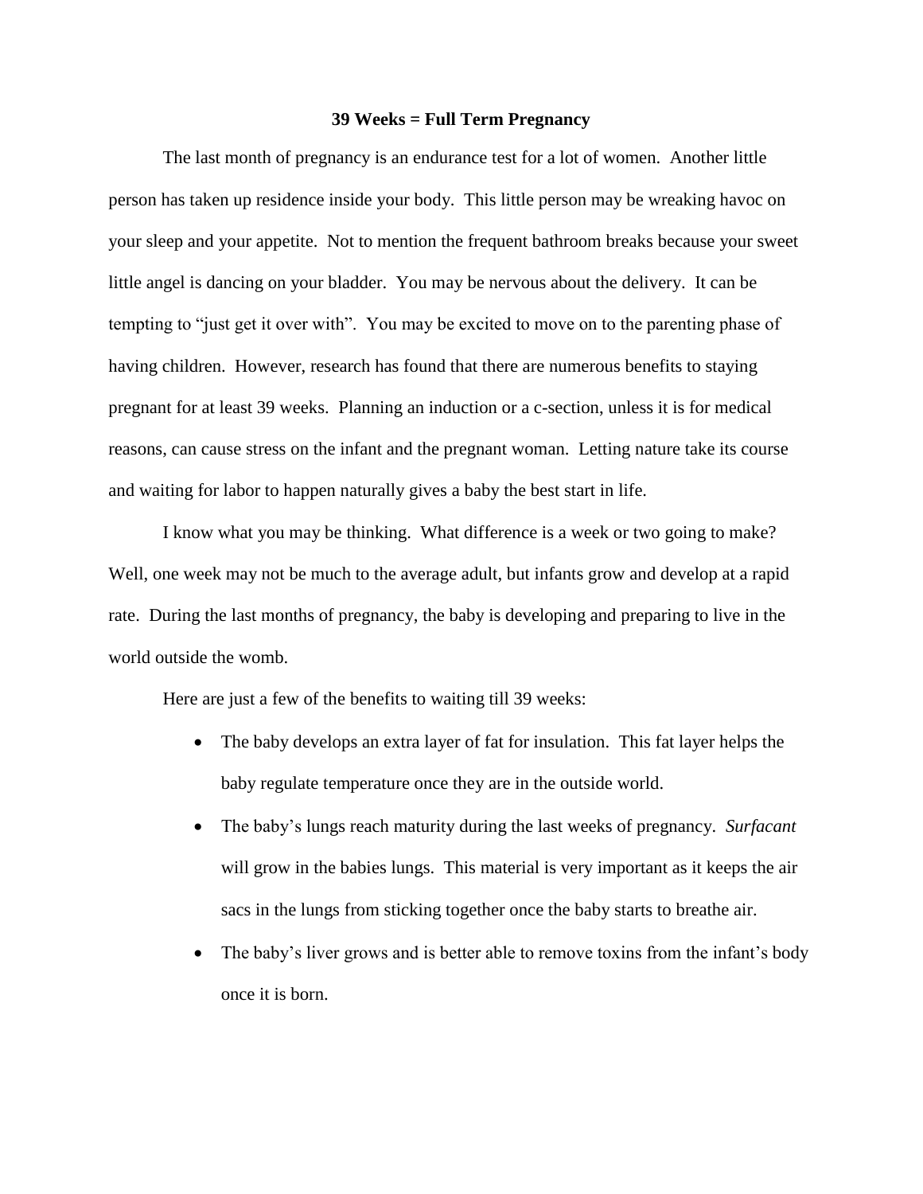# 39 Weeks = Full Term Pregnancy

The last month of pregnancy is an endurance test for a lot of women. Another little person has taken up residence inside your body. This little person may be wreaking havoc on your sleep and your appetite. Not to mention the frequent bathroom breaks because your sweet little angel is dancing on your bladder. You may be nervous about the delivery. It can be tempting to "just get it over with". You may be excited to move on to the parenting phase of having children. However, research has found that there are numerous benefits to staying pregnant for at least 39 weeks. Planning an induction or a c-section, unless it is for medical reasons, can cause stress on the infant and the pregnant woman. Letting nature take its course and waiting for labor to happen naturally gives a baby the best start in life.

I know what you may be thinking. What difference is a week or two going to make? Well, one week may not be much to the average adult, but infants grow and develop at a rapid rate. During the last months of pregnancy, the baby is developing and preparing to live in the world outside the womb.

Here are just a few of the benefits to waiting till 39 weeks:

- The baby develops an extra layer of fat for insulation. This fat layer helps the baby regulate temperature once they are in the outside world.
- The baby's lungs reach maturity during the last weeks of pregnancy. *Surfacant* will grow in the babies lungs. This material is very important as it keeps the air sacs in the lungs from sticking together once the baby starts to breathe air.
- The baby's liver grows and is better able to remove toxins from the infant's body once it is born.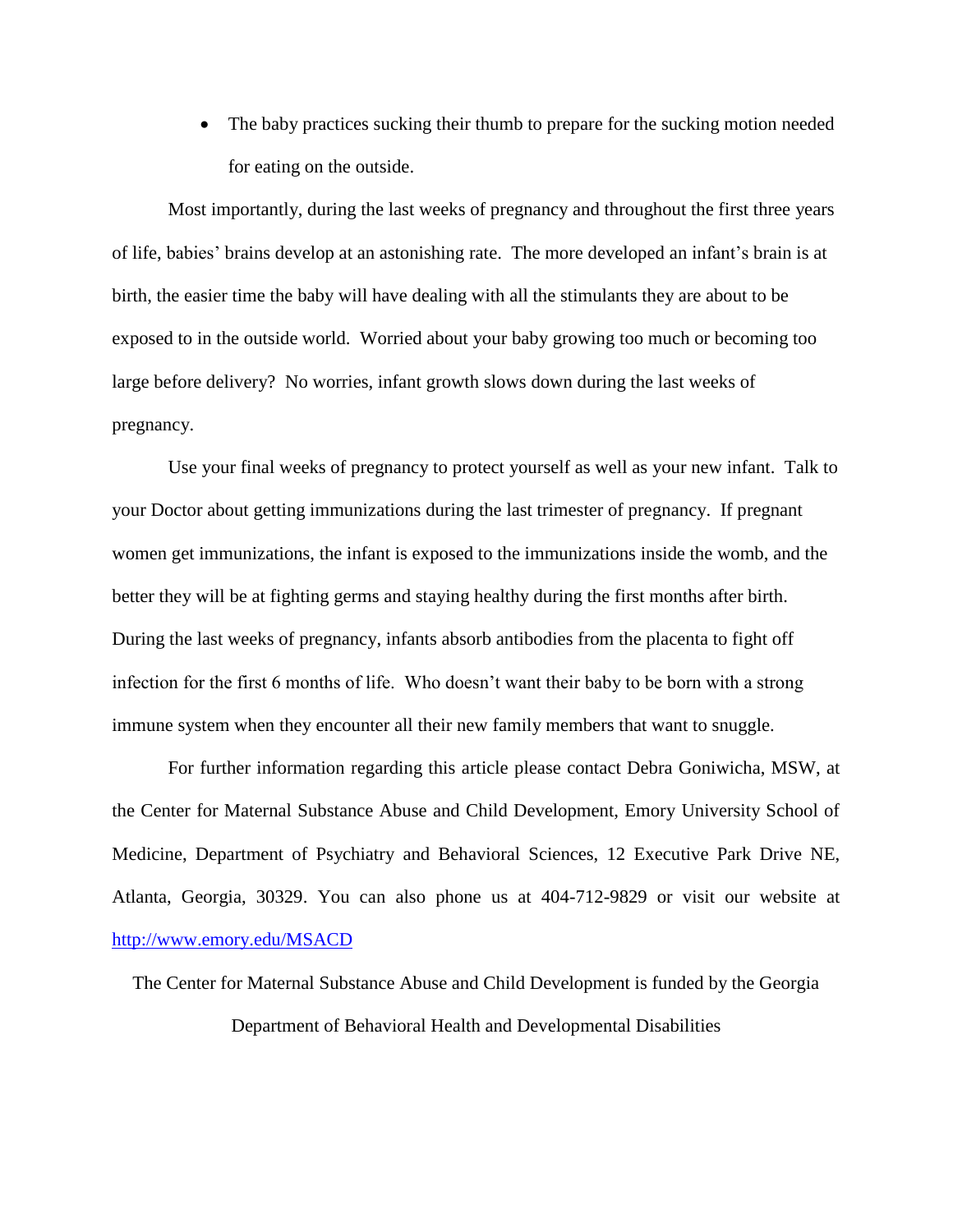- The baby practices sucking their thumb to prepare for the sucking motion needed for eating on the outside.

Most importantly, during the last weeks of pregnancy and throughout the first three years of life, babies' brains develop at an astonishing rate. The more developed an infant's brain is at birth, the easier time the baby will have dealing with all the stimulants they are about to be exposed to in the outside world. Worried about your baby growing too much or becoming too large before delivery? No worries, infant growth slows down during the last weeks of pregnancy.

Use your final weeks of pregnancy to protect yourself as well as your new infant. Talk to your Doctor about getting immunizations during the last trimester of pregnancy. If pregnant women get immunizations, the infant is exposed to the immunizations inside the womb, and the better they will be at fighting germs and staying healthy during the first months after birth. During the last weeks of pregnancy, infants absorb antibodies from the placenta to fight off infection for the first 6 months of life. Who doesn't want their baby to be born with a strong immune system when they encounter all their new family members that want to snuggle.

For further information regarding this article please contact Debra Goniwicha, MSW, at the Center for Maternal Substance Abuse and Child Development, Emory University School of Medicine, Department of Psychiatry and Behavioral Sciences, 12 Executive Park Drive NE, Atlanta, Georgia, 30329. You can also phone us at 404-712-9829 or visit our website at [http://www.emory.edu/MSACD](http://www.emory.edu/MSACD)

The Center for Maternal Substance Abuse and Child Development is funded by the Georgia Department of Behavioral Health and Developmental Disabilities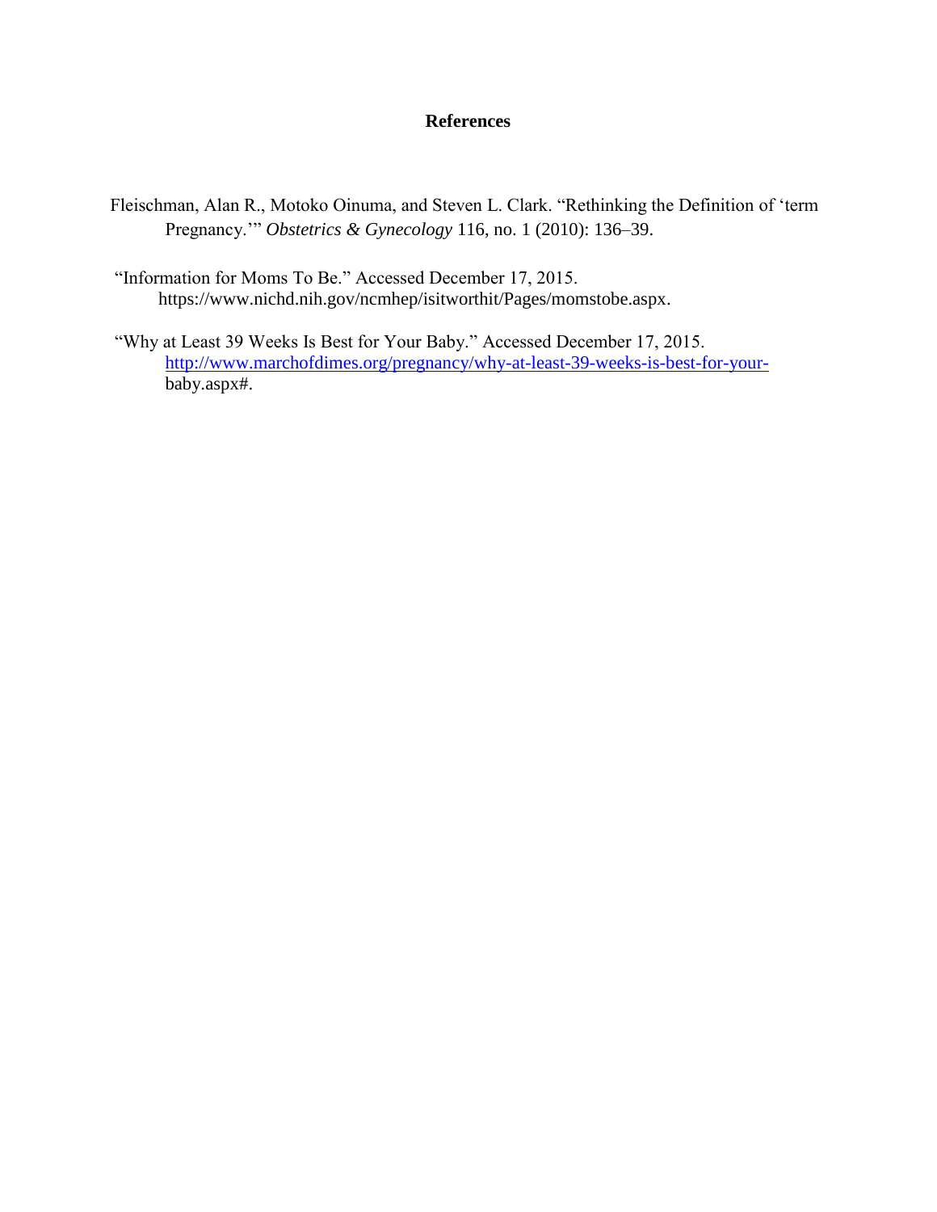**References**

Fleischman, Alan R., Motoko Oinuma, and Steven L. Clark. "Rethinking the Definition of 'term Pregnancy.'" *Obstetrics & Gynecology* 116, no. 1 (2010): 136–39.

"Information for Moms To Be." Accessed December 17, 2015. https://www.nichd.nih.gov/ncmhep/isitworthit/Pages/momstobe.aspx.

"Why at Least 39 Weeks Is Best for Your Baby." Accessed December 17, 2015. http://www.marchofdimes.org/pregnancy/why-at-least-39-weeks-is-best-for-your-baby.aspx#.